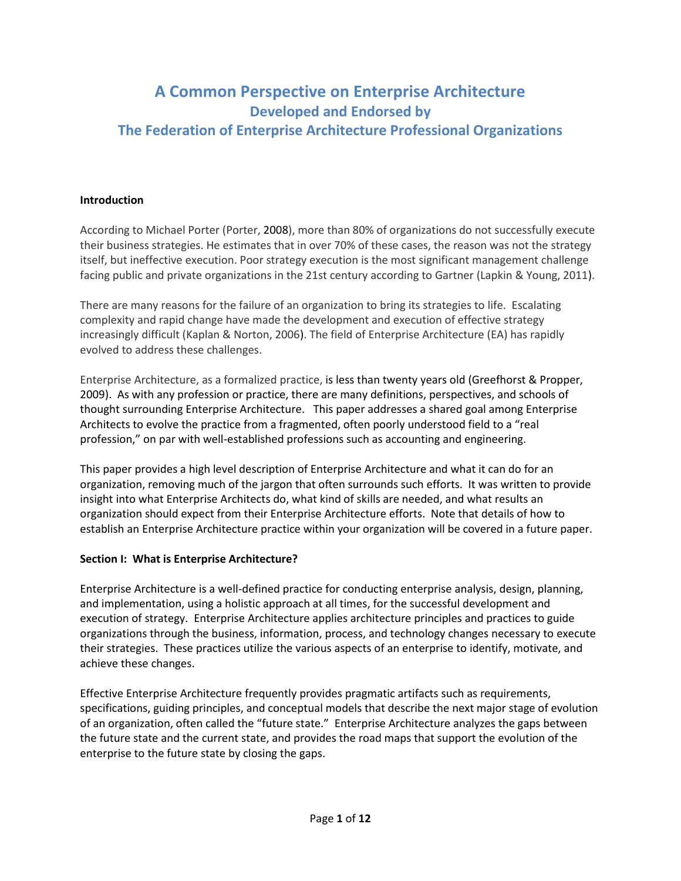# A Common Perspective on Enterprise Architecture
## Developed and Endorsed by
## The Federation of Enterprise Architecture Professional Organizations

**Introduction**

According to Michael Porter (Porter, 2008), more than 80% of organizations do not successfully execute their business strategies. He estimates that in over 70% of these cases, the reason was not the strategy itself, but ineffective execution. Poor strategy execution is the most significant management challenge facing public and private organizations in the 21st century according to Gartner (Lapkin & Young, 2011).

There are many reasons for the failure of an organization to bring its strategies to life. Escalating complexity and rapid change have made the development and execution of effective strategy increasingly difficult (Kaplan & Norton, 2006). The field of Enterprise Architecture (EA) has rapidly evolved to address these challenges.

Enterprise Architecture, as a formalized practice, is less than twenty years old (Greefhorst & Propper, 2009). As with any profession or practice, there are many definitions, perspectives, and schools of thought surrounding Enterprise Architecture. This paper addresses a shared goal among Enterprise Architects to evolve the practice from a fragmented, often poorly understood field to a "real profession," on par with well-established professions such as accounting and engineering.

This paper provides a high level description of Enterprise Architecture and what it can do for an organization, removing much of the jargon that often surrounds such efforts. It was written to provide insight into what Enterprise Architects do, what kind of skills are needed, and what results an organization should expect from their Enterprise Architecture efforts. Note that details of how to establish an Enterprise Architecture practice within your organization will be covered in a future paper.

**Section I: What is Enterprise Architecture?**

Enterprise Architecture is a well-defined practice for conducting enterprise analysis, design, planning, and implementation, using a holistic approach at all times, for the successful development and execution of strategy. Enterprise Architecture applies architecture principles and practices to guide organizations through the business, information, process, and technology changes necessary to execute their strategies. These practices utilize the various aspects of an enterprise to identify, motivate, and achieve these changes.

Effective Enterprise Architecture frequently provides pragmatic artifacts such as requirements, specifications, guiding principles, and conceptual models that describe the next major stage of evolution of an organization, often called the "future state." Enterprise Architecture analyzes the gaps between the future state and the current state, and provides the road maps that support the evolution of the enterprise to the future state by closing the gaps.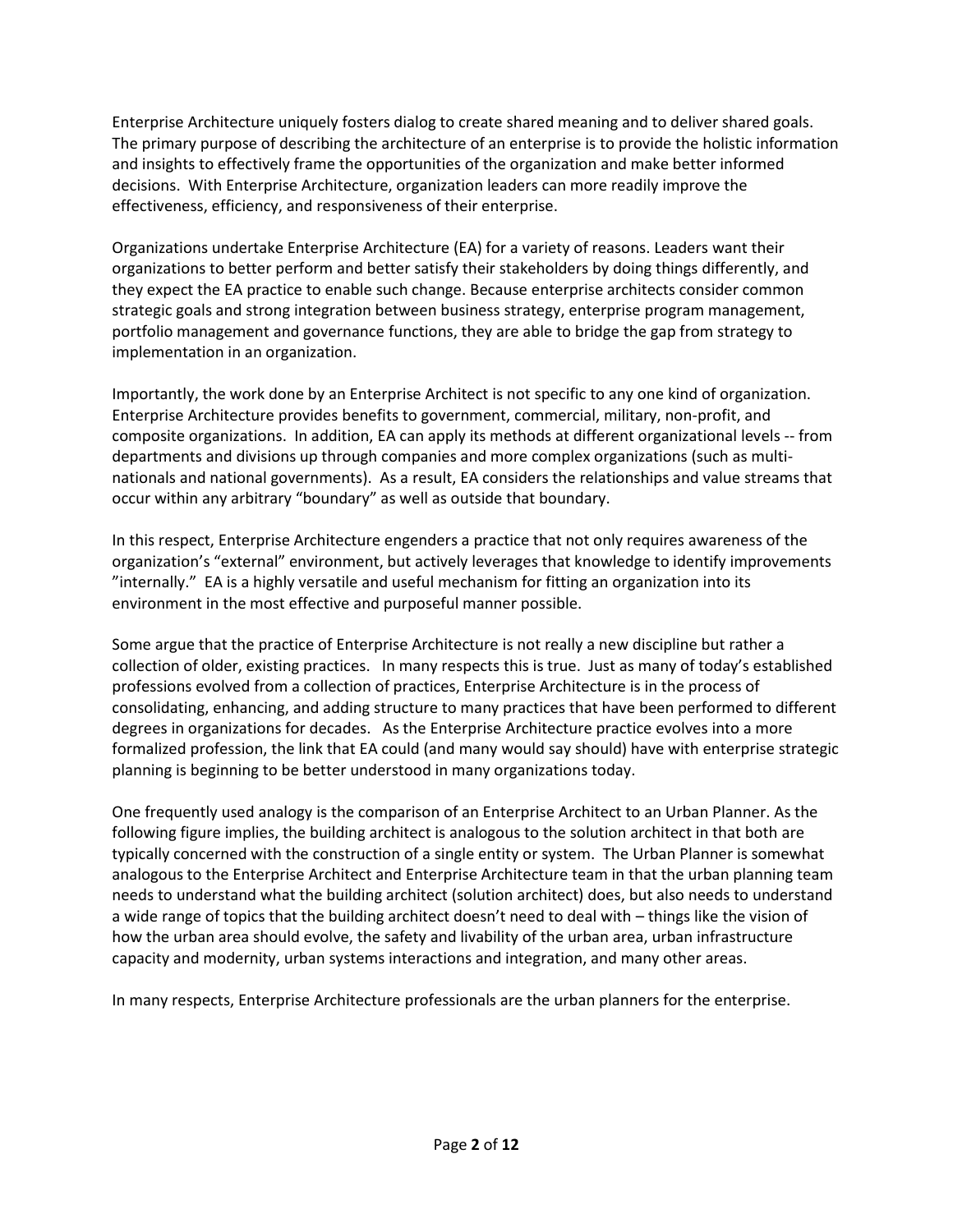Enterprise Architecture uniquely fosters dialog to create shared meaning and to deliver shared goals. The primary purpose of describing the architecture of an enterprise is to provide the holistic information and insights to effectively frame the opportunities of the organization and make better informed decisions. With Enterprise Architecture, organization leaders can more readily improve the effectiveness, efficiency, and responsiveness of their enterprise.

Organizations undertake Enterprise Architecture (EA) for a variety of reasons. Leaders want their organizations to better perform and better satisfy their stakeholders by doing things differently, and they expect the EA practice to enable such change. Because enterprise architects consider common strategic goals and strong integration between business strategy, enterprise program management, portfolio management and governance functions, they are able to bridge the gap from strategy to implementation in an organization.

Importantly, the work done by an Enterprise Architect is not specific to any one kind of organization. Enterprise Architecture provides benefits to government, commercial, military, non-profit, and composite organizations. In addition, EA can apply its methods at different organizational levels -- from departments and divisions up through companies and more complex organizations (such as multi-nationals and national governments). As a result, EA considers the relationships and value streams that occur within any arbitrary "boundary" as well as outside that boundary.

In this respect, Enterprise Architecture engenders a practice that not only requires awareness of the organization's "external" environment, but actively leverages that knowledge to identify improvements "internally." EA is a highly versatile and useful mechanism for fitting an organization into its environment in the most effective and purposeful manner possible.

Some argue that the practice of Enterprise Architecture is not really a new discipline but rather a collection of older, existing practices. In many respects this is true. Just as many of today's established professions evolved from a collection of practices, Enterprise Architecture is in the process of consolidating, enhancing, and adding structure to many practices that have been performed to different degrees in organizations for decades. As the Enterprise Architecture practice evolves into a more formalized profession, the link that EA could (and many would say should) have with enterprise strategic planning is beginning to be better understood in many organizations today.

One frequently used analogy is the comparison of an Enterprise Architect to an Urban Planner. As the following figure implies, the building architect is analogous to the solution architect in that both are typically concerned with the construction of a single entity or system. The Urban Planner is somewhat analogous to the Enterprise Architect and Enterprise Architecture team in that the urban planning team needs to understand what the building architect (solution architect) does, but also needs to understand a wide range of topics that the building architect doesn't need to deal with – things like the vision of how the urban area should evolve, the safety and livability of the urban area, urban infrastructure capacity and modernity, urban systems interactions and integration, and many other areas.

In many respects, Enterprise Architecture professionals are the urban planners for the enterprise.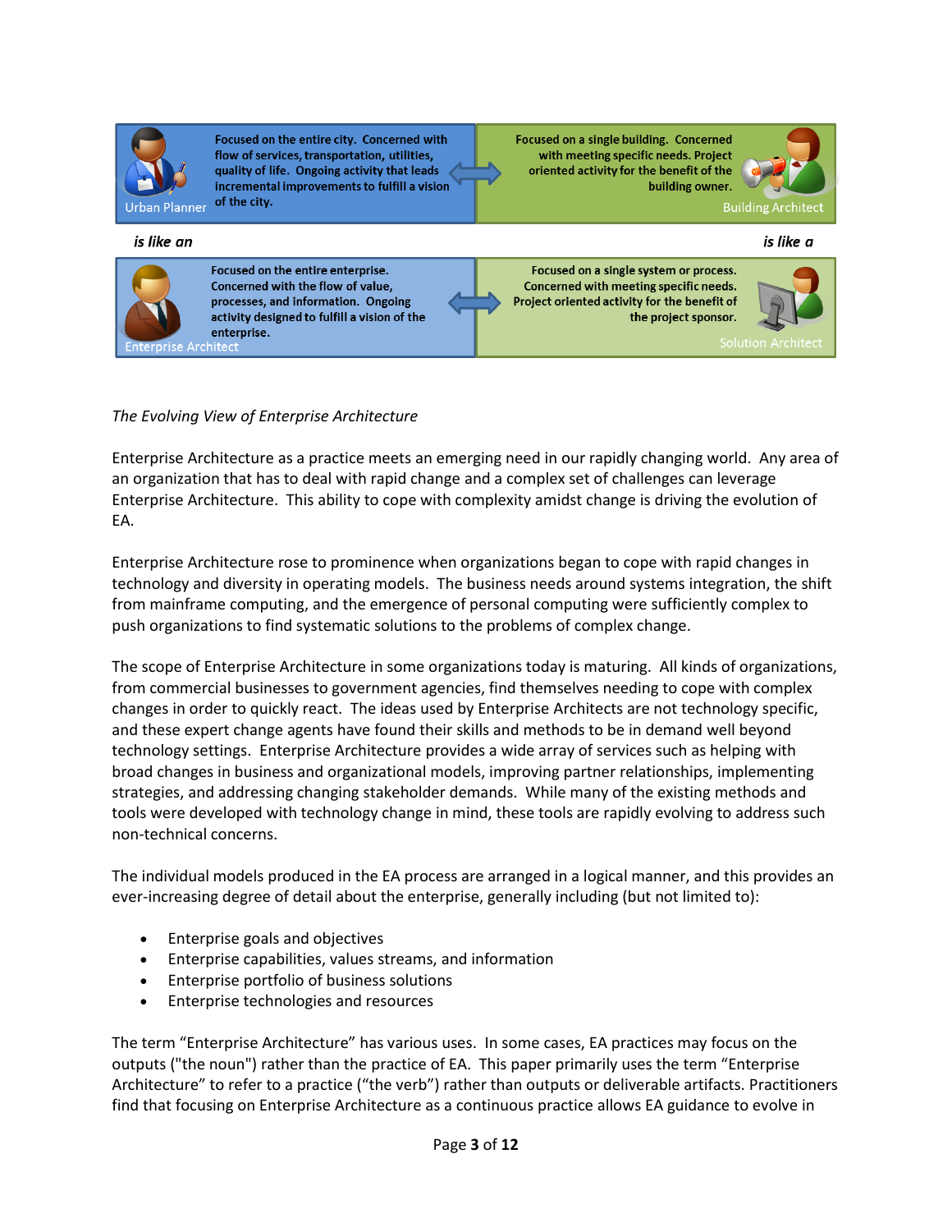| Urban Planner | | Building Architect |
| --- | --- | --- |
| Focused on the entire city. Concerned with flow of services, transportation, utilities, quality of life. Ongoing activity that leads incremental improvements to fulfill a vision of the city. | ⇔ | Focused on a single building. Concerned with meeting specific needs. Project oriented activity for the benefit of the building owner. |
| *is like an* | | *is like a* |
| Focused on the entire enterprise. Concerned with the flow of value, processes, and information. Ongoing activity designed to fulfill a vision of the enterprise. | ⇔ | Focused on a single system or process. Concerned with meeting specific needs. Project oriented activity for the benefit of the project sponsor. |
| Enterprise Architect | | Solution Architect |

*The Evolving View of Enterprise Architecture*

Enterprise Architecture as a practice meets an emerging need in our rapidly changing world. Any area of an organization that has to deal with rapid change and a complex set of challenges can leverage Enterprise Architecture. This ability to cope with complexity amidst change is driving the evolution of EA.

Enterprise Architecture rose to prominence when organizations began to cope with rapid changes in technology and diversity in operating models. The business needs around systems integration, the shift from mainframe computing, and the emergence of personal computing were sufficiently complex to push organizations to find systematic solutions to the problems of complex change.

The scope of Enterprise Architecture in some organizations today is maturing. All kinds of organizations, from commercial businesses to government agencies, find themselves needing to cope with complex changes in order to quickly react. The ideas used by Enterprise Architects are not technology specific, and these expert change agents have found their skills and methods to be in demand well beyond technology settings. Enterprise Architecture provides a wide array of services such as helping with broad changes in business and organizational models, improving partner relationships, implementing strategies, and addressing changing stakeholder demands. While many of the existing methods and tools were developed with technology change in mind, these tools are rapidly evolving to address such non-technical concerns.

The individual models produced in the EA process are arranged in a logical manner, and this provides an ever-increasing degree of detail about the enterprise, generally including (but not limited to):

- Enterprise goals and objectives
- Enterprise capabilities, values streams, and information
- Enterprise portfolio of business solutions
- Enterprise technologies and resources

The term "Enterprise Architecture" has various uses. In some cases, EA practices may focus on the outputs ("the noun") rather than the practice of EA. This paper primarily uses the term "Enterprise Architecture" to refer to a practice ("the verb") rather than outputs or deliverable artifacts. Practitioners find that focusing on Enterprise Architecture as a continuous practice allows EA guidance to evolve in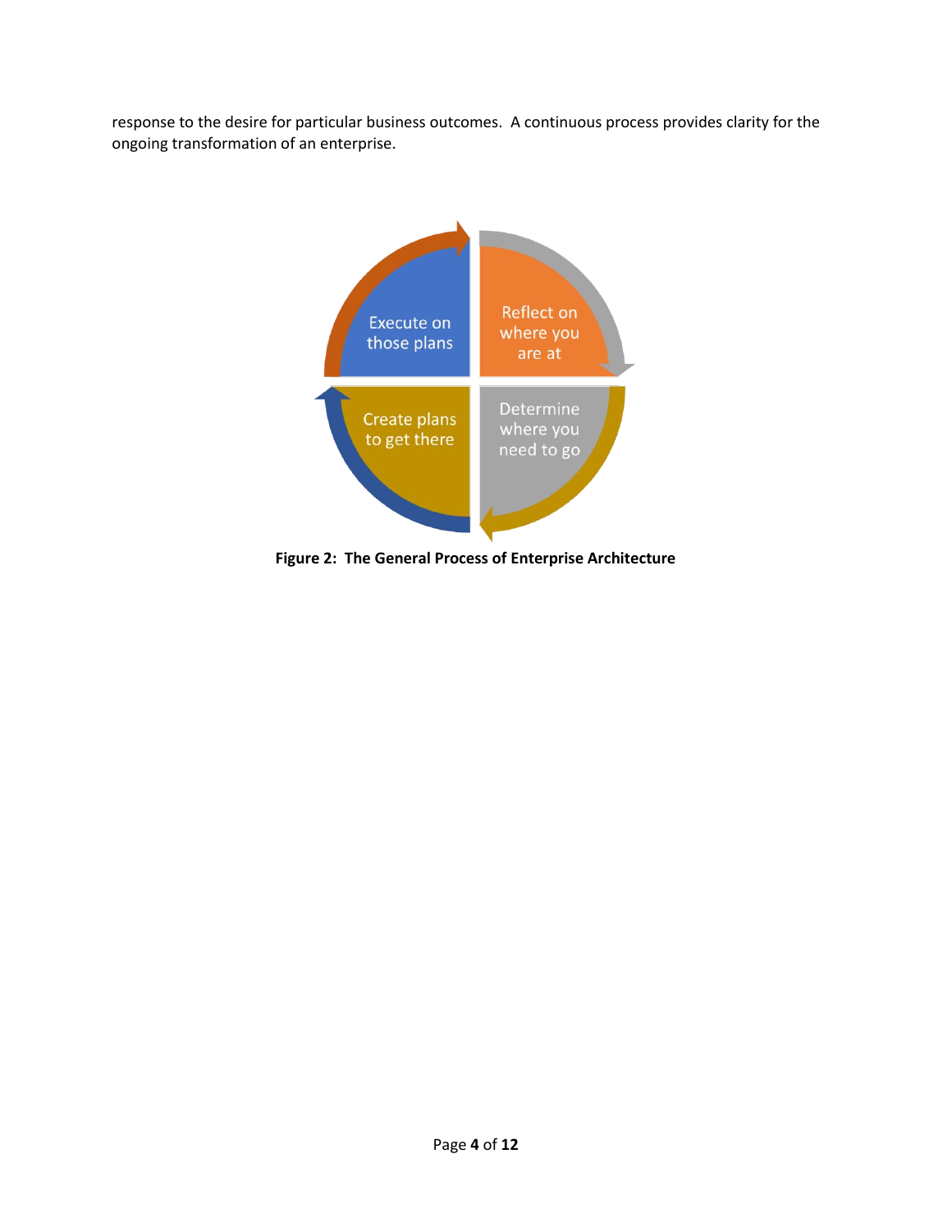response to the desire for particular business outcomes. A continuous process provides clarity for the ongoing transformation of an enterprise.

Reflect on where you are at

Determine where you need to go

Create plans to get there

Execute on those plans

**Figure 2: The General Process of Enterprise Architecture**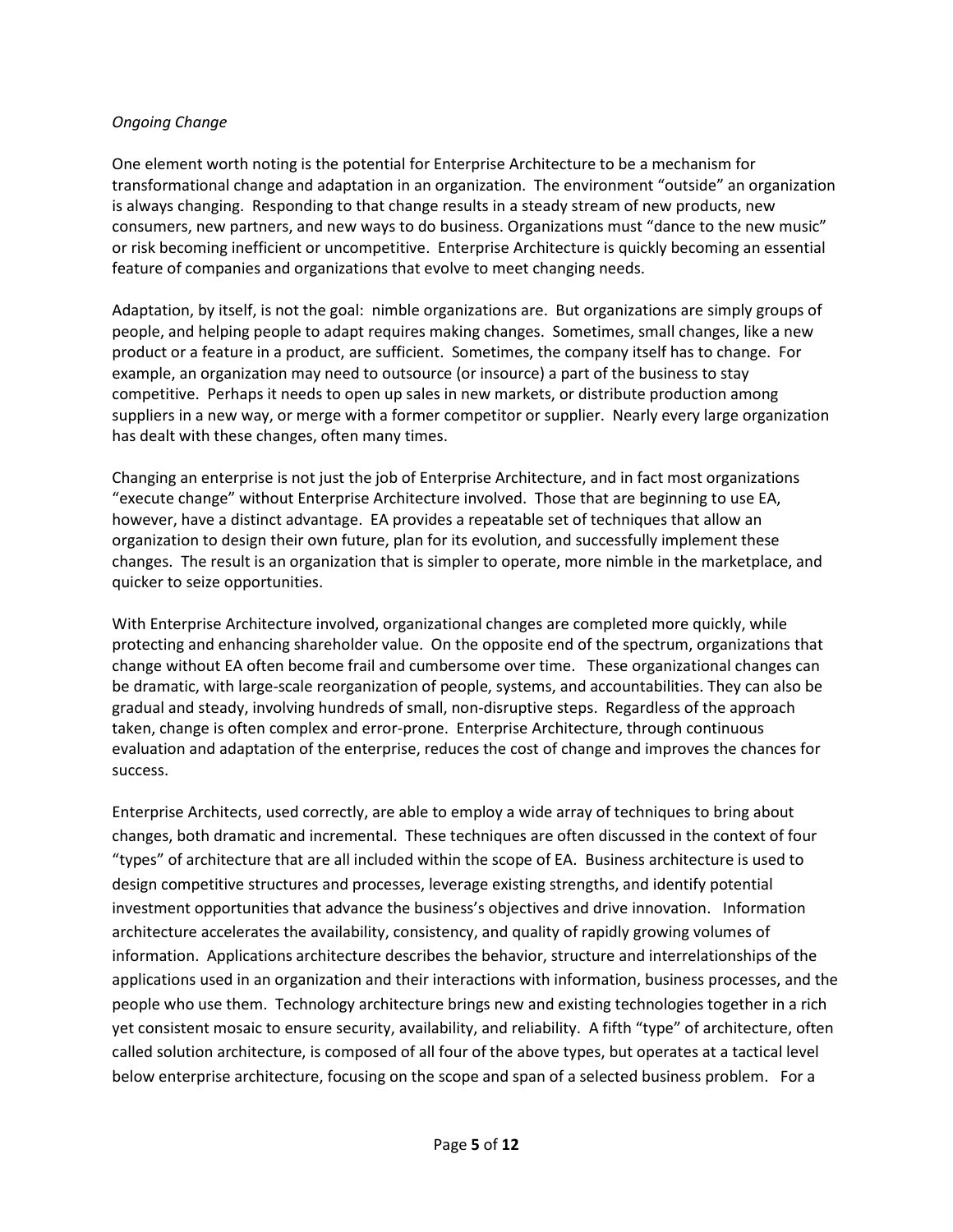*Ongoing Change*

One element worth noting is the potential for Enterprise Architecture to be a mechanism for transformational change and adaptation in an organization. The environment "outside" an organization is always changing. Responding to that change results in a steady stream of new products, new consumers, new partners, and new ways to do business. Organizations must "dance to the new music" or risk becoming inefficient or uncompetitive. Enterprise Architecture is quickly becoming an essential feature of companies and organizations that evolve to meet changing needs.

Adaptation, by itself, is not the goal: nimble organizations are. But organizations are simply groups of people, and helping people to adapt requires making changes. Sometimes, small changes, like a new product or a feature in a product, are sufficient. Sometimes, the company itself has to change. For example, an organization may need to outsource (or insource) a part of the business to stay competitive. Perhaps it needs to open up sales in new markets, or distribute production among suppliers in a new way, or merge with a former competitor or supplier. Nearly every large organization has dealt with these changes, often many times.

Changing an enterprise is not just the job of Enterprise Architecture, and in fact most organizations "execute change" without Enterprise Architecture involved. Those that are beginning to use EA, however, have a distinct advantage. EA provides a repeatable set of techniques that allow an organization to design their own future, plan for its evolution, and successfully implement these changes. The result is an organization that is simpler to operate, more nimble in the marketplace, and quicker to seize opportunities.

With Enterprise Architecture involved, organizational changes are completed more quickly, while protecting and enhancing shareholder value. On the opposite end of the spectrum, organizations that change without EA often become frail and cumbersome over time. These organizational changes can be dramatic, with large-scale reorganization of people, systems, and accountabilities. They can also be gradual and steady, involving hundreds of small, non-disruptive steps. Regardless of the approach taken, change is often complex and error-prone. Enterprise Architecture, through continuous evaluation and adaptation of the enterprise, reduces the cost of change and improves the chances for success.

Enterprise Architects, used correctly, are able to employ a wide array of techniques to bring about changes, both dramatic and incremental. These techniques are often discussed in the context of four "types" of architecture that are all included within the scope of EA. Business architecture is used to design competitive structures and processes, leverage existing strengths, and identify potential investment opportunities that advance the business's objectives and drive innovation. Information architecture accelerates the availability, consistency, and quality of rapidly growing volumes of information. Applications architecture describes the behavior, structure and interrelationships of the applications used in an organization and their interactions with information, business processes, and the people who use them. Technology architecture brings new and existing technologies together in a rich yet consistent mosaic to ensure security, availability, and reliability. A fifth "type" of architecture, often called solution architecture, is composed of all four of the above types, but operates at a tactical level below enterprise architecture, focusing on the scope and span of a selected business problem. For a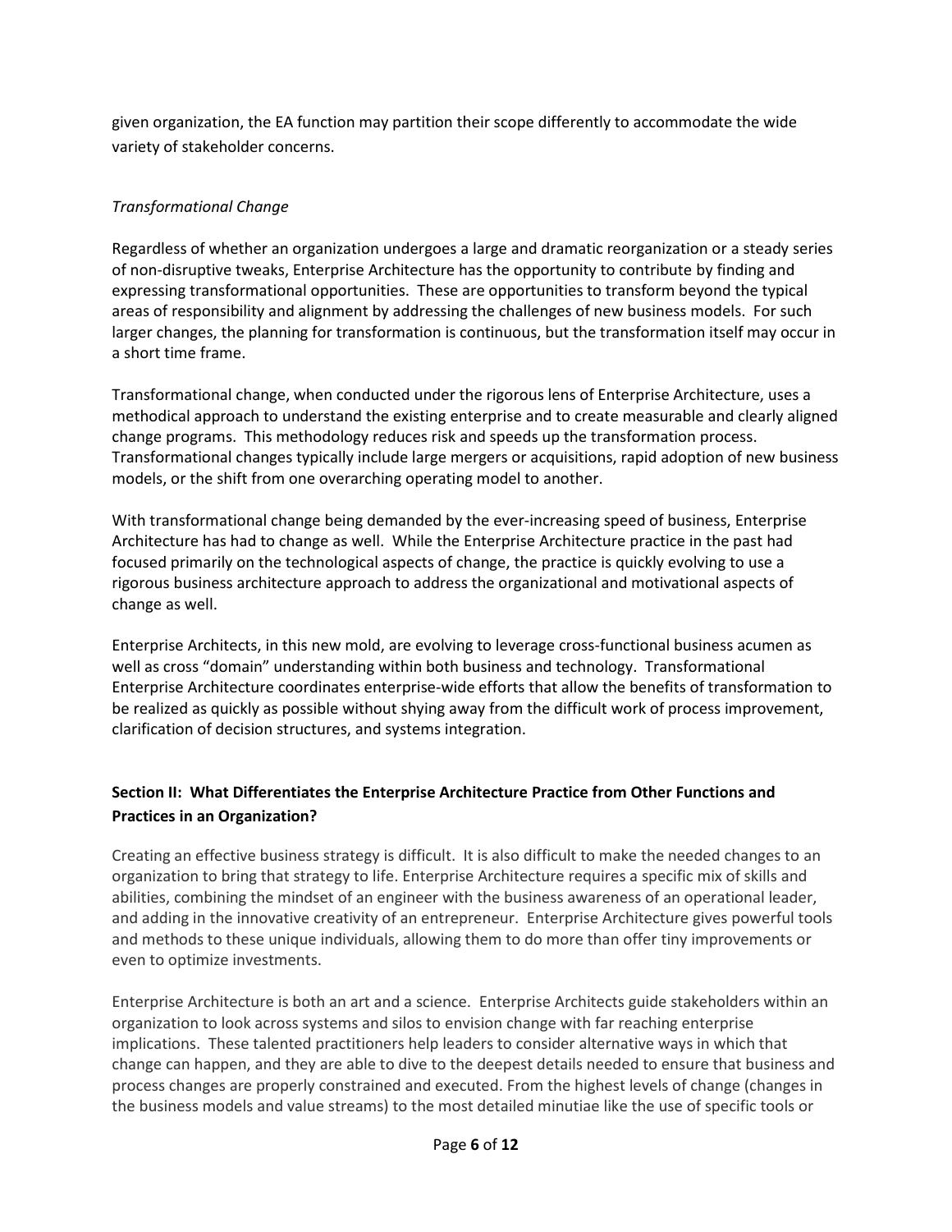given organization, the EA function may partition their scope differently to accommodate the wide variety of stakeholder concerns.

*Transformational Change*

Regardless of whether an organization undergoes a large and dramatic reorganization or a steady series of non-disruptive tweaks, Enterprise Architecture has the opportunity to contribute by finding and expressing transformational opportunities. These are opportunities to transform beyond the typical areas of responsibility and alignment by addressing the challenges of new business models. For such larger changes, the planning for transformation is continuous, but the transformation itself may occur in a short time frame.

Transformational change, when conducted under the rigorous lens of Enterprise Architecture, uses a methodical approach to understand the existing enterprise and to create measurable and clearly aligned change programs. This methodology reduces risk and speeds up the transformation process. Transformational changes typically include large mergers or acquisitions, rapid adoption of new business models, or the shift from one overarching operating model to another.

With transformational change being demanded by the ever-increasing speed of business, Enterprise Architecture has had to change as well. While the Enterprise Architecture practice in the past had focused primarily on the technological aspects of change, the practice is quickly evolving to use a rigorous business architecture approach to address the organizational and motivational aspects of change as well.

Enterprise Architects, in this new mold, are evolving to leverage cross-functional business acumen as well as cross "domain" understanding within both business and technology. Transformational Enterprise Architecture coordinates enterprise-wide efforts that allow the benefits of transformation to be realized as quickly as possible without shying away from the difficult work of process improvement, clarification of decision structures, and systems integration.

## Section II: What Differentiates the Enterprise Architecture Practice from Other Functions and Practices in an Organization?

Creating an effective business strategy is difficult. It is also difficult to make the needed changes to an organization to bring that strategy to life. Enterprise Architecture requires a specific mix of skills and abilities, combining the mindset of an engineer with the business awareness of an operational leader, and adding in the innovative creativity of an entrepreneur. Enterprise Architecture gives powerful tools and methods to these unique individuals, allowing them to do more than offer tiny improvements or even to optimize investments.

Enterprise Architecture is both an art and a science. Enterprise Architects guide stakeholders within an organization to look across systems and silos to envision change with far reaching enterprise implications. These talented practitioners help leaders to consider alternative ways in which that change can happen, and they are able to dive to the deepest details needed to ensure that business and process changes are properly constrained and executed. From the highest levels of change (changes in the business models and value streams) to the most detailed minutiae like the use of specific tools or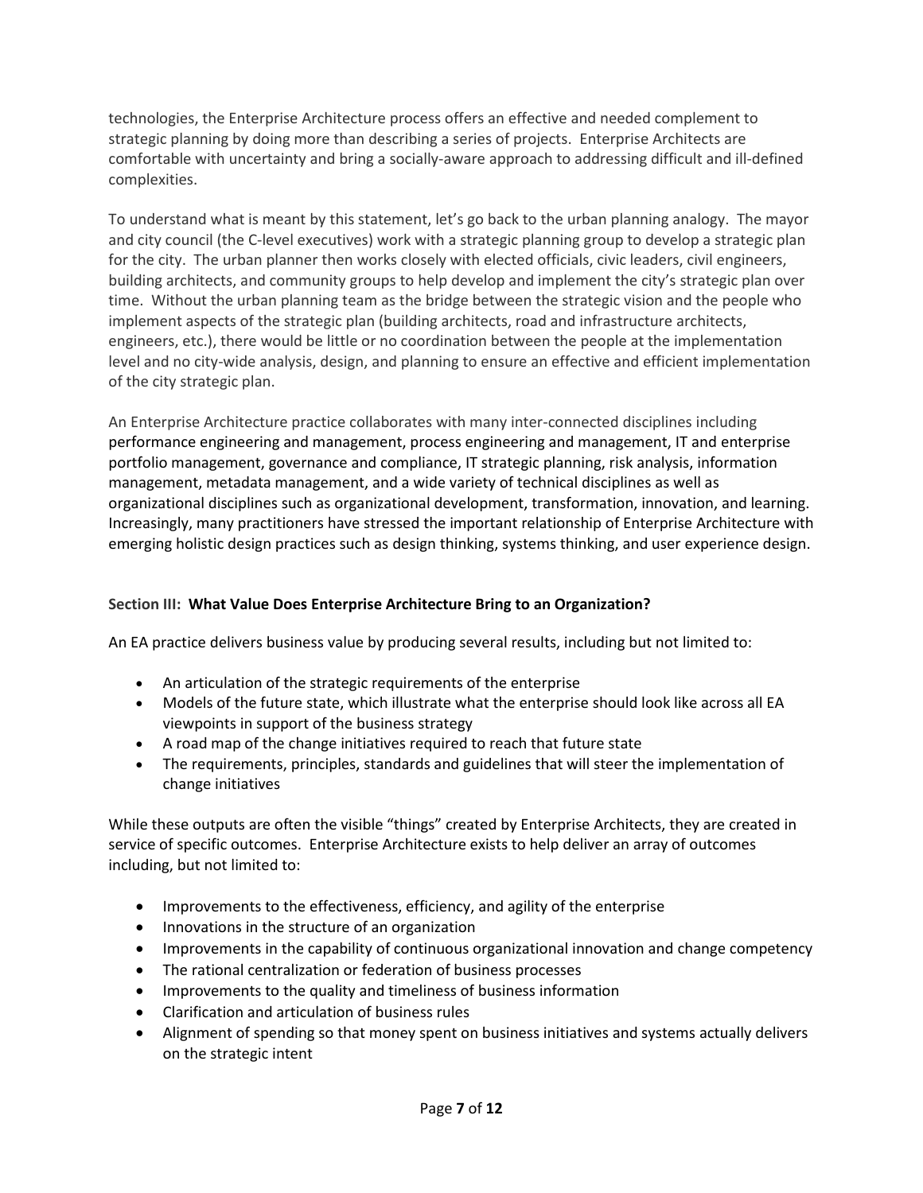technologies, the Enterprise Architecture process offers an effective and needed complement to strategic planning by doing more than describing a series of projects. Enterprise Architects are comfortable with uncertainty and bring a socially-aware approach to addressing difficult and ill-defined complexities.

To understand what is meant by this statement, let's go back to the urban planning analogy. The mayor and city council (the C-level executives) work with a strategic planning group to develop a strategic plan for the city. The urban planner then works closely with elected officials, civic leaders, civil engineers, building architects, and community groups to help develop and implement the city's strategic plan over time. Without the urban planning team as the bridge between the strategic vision and the people who implement aspects of the strategic plan (building architects, road and infrastructure architects, engineers, etc.), there would be little or no coordination between the people at the implementation level and no city-wide analysis, design, and planning to ensure an effective and efficient implementation of the city strategic plan.

An Enterprise Architecture practice collaborates with many inter-connected disciplines including performance engineering and management, process engineering and management, IT and enterprise portfolio management, governance and compliance, IT strategic planning, risk analysis, information management, metadata management, and a wide variety of technical disciplines as well as organizational disciplines such as organizational development, transformation, innovation, and learning. Increasingly, many practitioners have stressed the important relationship of Enterprise Architecture with emerging holistic design practices such as design thinking, systems thinking, and user experience design.

### Section III: What Value Does Enterprise Architecture Bring to an Organization?

An EA practice delivers business value by producing several results, including but not limited to:

- An articulation of the strategic requirements of the enterprise
- Models of the future state, which illustrate what the enterprise should look like across all EA viewpoints in support of the business strategy
- A road map of the change initiatives required to reach that future state
- The requirements, principles, standards and guidelines that will steer the implementation of change initiatives

While these outputs are often the visible "things" created by Enterprise Architects, they are created in service of specific outcomes. Enterprise Architecture exists to help deliver an array of outcomes including, but not limited to:

- Improvements to the effectiveness, efficiency, and agility of the enterprise
- Innovations in the structure of an organization
- Improvements in the capability of continuous organizational innovation and change competency
- The rational centralization or federation of business processes
- Improvements to the quality and timeliness of business information
- Clarification and articulation of business rules
- Alignment of spending so that money spent on business initiatives and systems actually delivers on the strategic intent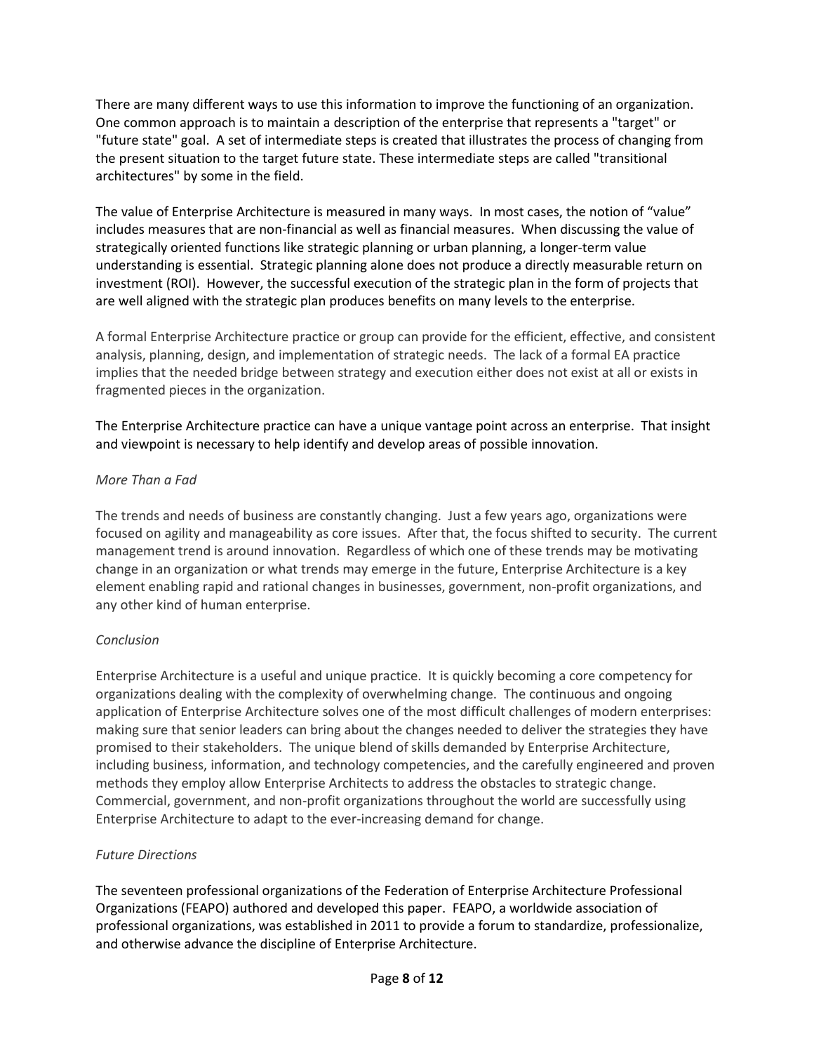There are many different ways to use this information to improve the functioning of an organization. One common approach is to maintain a description of the enterprise that represents a "target" or "future state" goal. A set of intermediate steps is created that illustrates the process of changing from the present situation to the target future state. These intermediate steps are called "transitional architectures" by some in the field.

The value of Enterprise Architecture is measured in many ways. In most cases, the notion of "value" includes measures that are non-financial as well as financial measures. When discussing the value of strategically oriented functions like strategic planning or urban planning, a longer-term value understanding is essential. Strategic planning alone does not produce a directly measurable return on investment (ROI). However, the successful execution of the strategic plan in the form of projects that are well aligned with the strategic plan produces benefits on many levels to the enterprise.

A formal Enterprise Architecture practice or group can provide for the efficient, effective, and consistent analysis, planning, design, and implementation of strategic needs. The lack of a formal EA practice implies that the needed bridge between strategy and execution either does not exist at all or exists in fragmented pieces in the organization.

The Enterprise Architecture practice can have a unique vantage point across an enterprise. That insight and viewpoint is necessary to help identify and develop areas of possible innovation.

*More Than a Fad*

The trends and needs of business are constantly changing. Just a few years ago, organizations were focused on agility and manageability as core issues. After that, the focus shifted to security. The current management trend is around innovation. Regardless of which one of these trends may be motivating change in an organization or what trends may emerge in the future, Enterprise Architecture is a key element enabling rapid and rational changes in businesses, government, non-profit organizations, and any other kind of human enterprise.

*Conclusion*

Enterprise Architecture is a useful and unique practice. It is quickly becoming a core competency for organizations dealing with the complexity of overwhelming change. The continuous and ongoing application of Enterprise Architecture solves one of the most difficult challenges of modern enterprises: making sure that senior leaders can bring about the changes needed to deliver the strategies they have promised to their stakeholders. The unique blend of skills demanded by Enterprise Architecture, including business, information, and technology competencies, and the carefully engineered and proven methods they employ allow Enterprise Architects to address the obstacles to strategic change. Commercial, government, and non-profit organizations throughout the world are successfully using Enterprise Architecture to adapt to the ever-increasing demand for change.

*Future Directions*

The seventeen professional organizations of the Federation of Enterprise Architecture Professional Organizations (FEAPO) authored and developed this paper. FEAPO, a worldwide association of professional organizations, was established in 2011 to provide a forum to standardize, professionalize, and otherwise advance the discipline of Enterprise Architecture.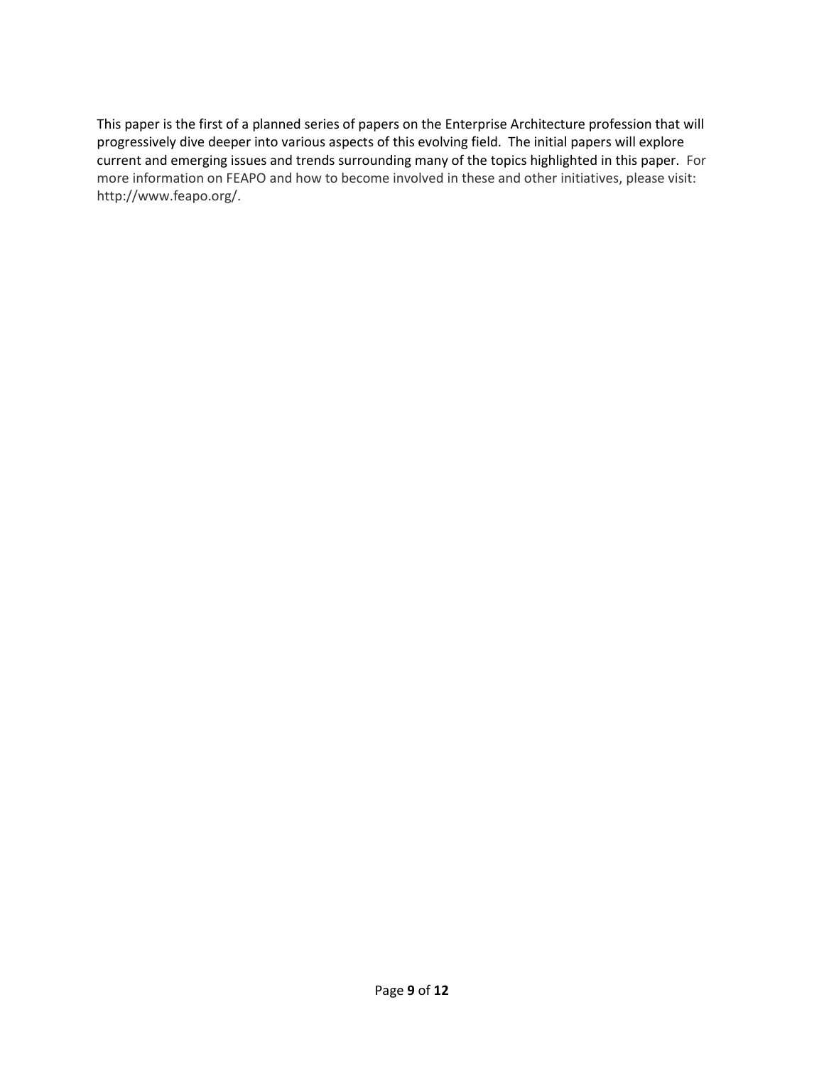This paper is the first of a planned series of papers on the Enterprise Architecture profession that will progressively dive deeper into various aspects of this evolving field. The initial papers will explore current and emerging issues and trends surrounding many of the topics highlighted in this paper. For more information on FEAPO and how to become involved in these and other initiatives, please visit: http://www.feapo.org/.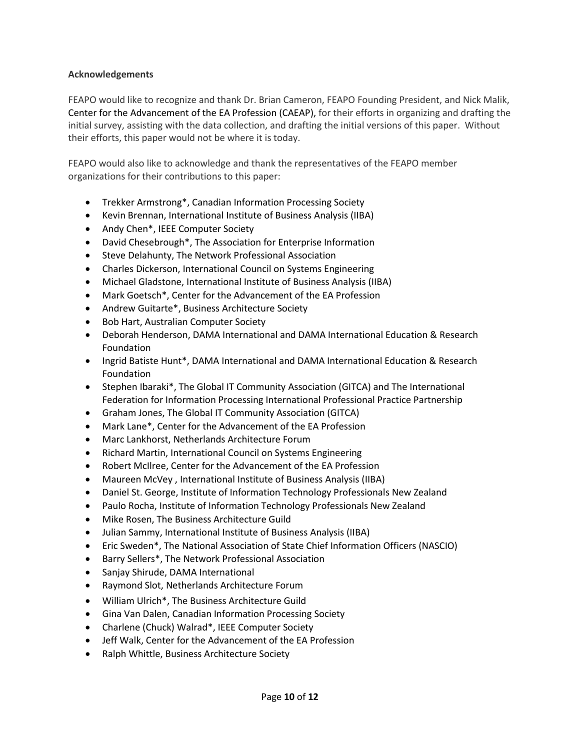**Acknowledgements**

FEAPO would like to recognize and thank Dr. Brian Cameron, FEAPO Founding President, and Nick Malik, Center for the Advancement of the EA Profession (CAEAP), for their efforts in organizing and drafting the initial survey, assisting with the data collection, and drafting the initial versions of this paper. Without their efforts, this paper would not be where it is today.

FEAPO would also like to acknowledge and thank the representatives of the FEAPO member organizations for their contributions to this paper:

- Trekker Armstrong*, Canadian Information Processing Society
- Kevin Brennan, International Institute of Business Analysis (IIBA)
- Andy Chen*, IEEE Computer Society
- David Chesebrough*, The Association for Enterprise Information
- Steve Delahunty, The Network Professional Association
- Charles Dickerson, International Council on Systems Engineering
- Michael Gladstone, International Institute of Business Analysis (IIBA)
- Mark Goetsch*, Center for the Advancement of the EA Profession
- Andrew Guitarte*, Business Architecture Society
- Bob Hart, Australian Computer Society
- Deborah Henderson, DAMA International and DAMA International Education & Research Foundation
- Ingrid Batiste Hunt*, DAMA International and DAMA International Education & Research Foundation
- Stephen Ibaraki*, The Global IT Community Association (GITCA) and The International Federation for Information Processing International Professional Practice Partnership
- Graham Jones, The Global IT Community Association (GITCA)
- Mark Lane*, Center for the Advancement of the EA Profession
- Marc Lankhorst, Netherlands Architecture Forum
- Richard Martin, International Council on Systems Engineering
- Robert McIlree, Center for the Advancement of the EA Profession
- Maureen McVey , International Institute of Business Analysis (IIBA)
- Daniel St. George, Institute of Information Technology Professionals New Zealand
- Paulo Rocha, Institute of Information Technology Professionals New Zealand
- Mike Rosen, The Business Architecture Guild
- Julian Sammy, International Institute of Business Analysis (IIBA)
- Eric Sweden*, The National Association of State Chief Information Officers (NASCIO)
- Barry Sellers*, The Network Professional Association
- Sanjay Shirude, DAMA International
- Raymond Slot, Netherlands Architecture Forum
- William Ulrich*, The Business Architecture Guild
- Gina Van Dalen, Canadian Information Processing Society
- Charlene (Chuck) Walrad*, IEEE Computer Society
- Jeff Walk, Center for the Advancement of the EA Profession
- Ralph Whittle, Business Architecture Society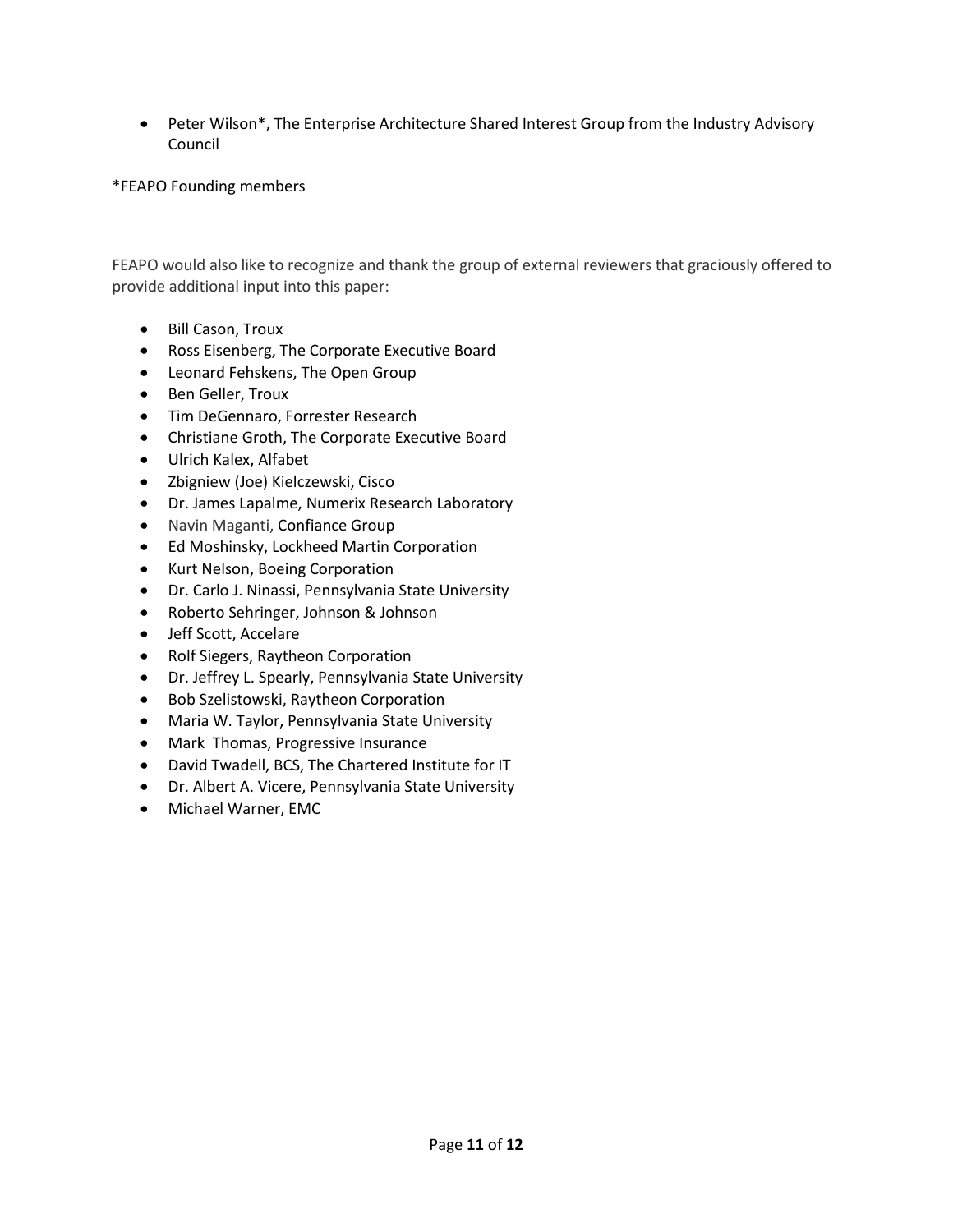- Peter Wilson*, The Enterprise Architecture Shared Interest Group from the Industry Advisory Council

*FEAPO Founding members

FEAPO would also like to recognize and thank the group of external reviewers that graciously offered to provide additional input into this paper:

- Bill Cason, Troux
- Ross Eisenberg, The Corporate Executive Board
- Leonard Fehskens, The Open Group
- Ben Geller, Troux
- Tim DeGennaro, Forrester Research
- Christiane Groth, The Corporate Executive Board
- Ulrich Kalex, Alfabet
- Zbigniew (Joe) Kielczewski, Cisco
- Dr. James Lapalme, Numerix Research Laboratory
- Navin Maganti, Confiance Group
- Ed Moshinsky, Lockheed Martin Corporation
- Kurt Nelson, Boeing Corporation
- Dr. Carlo J. Ninassi, Pennsylvania State University
- Roberto Sehringer, Johnson & Johnson
- Jeff Scott, Accelare
- Rolf Siegers, Raytheon Corporation
- Dr. Jeffrey L. Spearly, Pennsylvania State University
- Bob Szelistowski, Raytheon Corporation
- Maria W. Taylor, Pennsylvania State University
- Mark Thomas, Progressive Insurance
- David Twadell, BCS, The Chartered Institute for IT
- Dr. Albert A. Vicere, Pennsylvania State University
- Michael Warner, EMC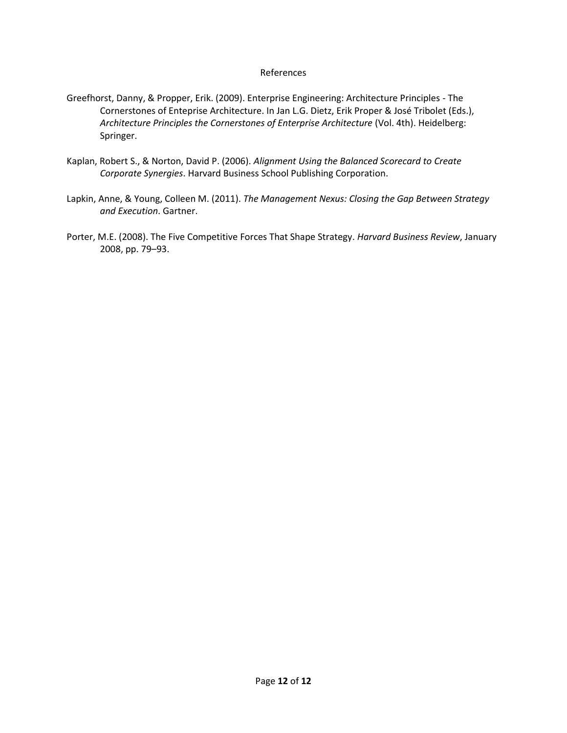# References

Greefhorst, Danny, & Propper, Erik. (2009). Enterprise Engineering: Architecture Principles - The Cornerstones of Enteprise Architecture. In Jan L.G. Dietz, Erik Proper & José Tribolet (Eds.), *Architecture Principles the Cornerstones of Enterprise Architecture* (Vol. 4th). Heidelberg: Springer.

Kaplan, Robert S., & Norton, David P. (2006). *Alignment Using the Balanced Scorecard to Create Corporate Synergies*. Harvard Business School Publishing Corporation.

Lapkin, Anne, & Young, Colleen M. (2011). *The Management Nexus: Closing the Gap Between Strategy and Execution*. Gartner.

Porter, M.E. (2008). The Five Competitive Forces That Shape Strategy. *Harvard Business Review*, January 2008, pp. 79–93.